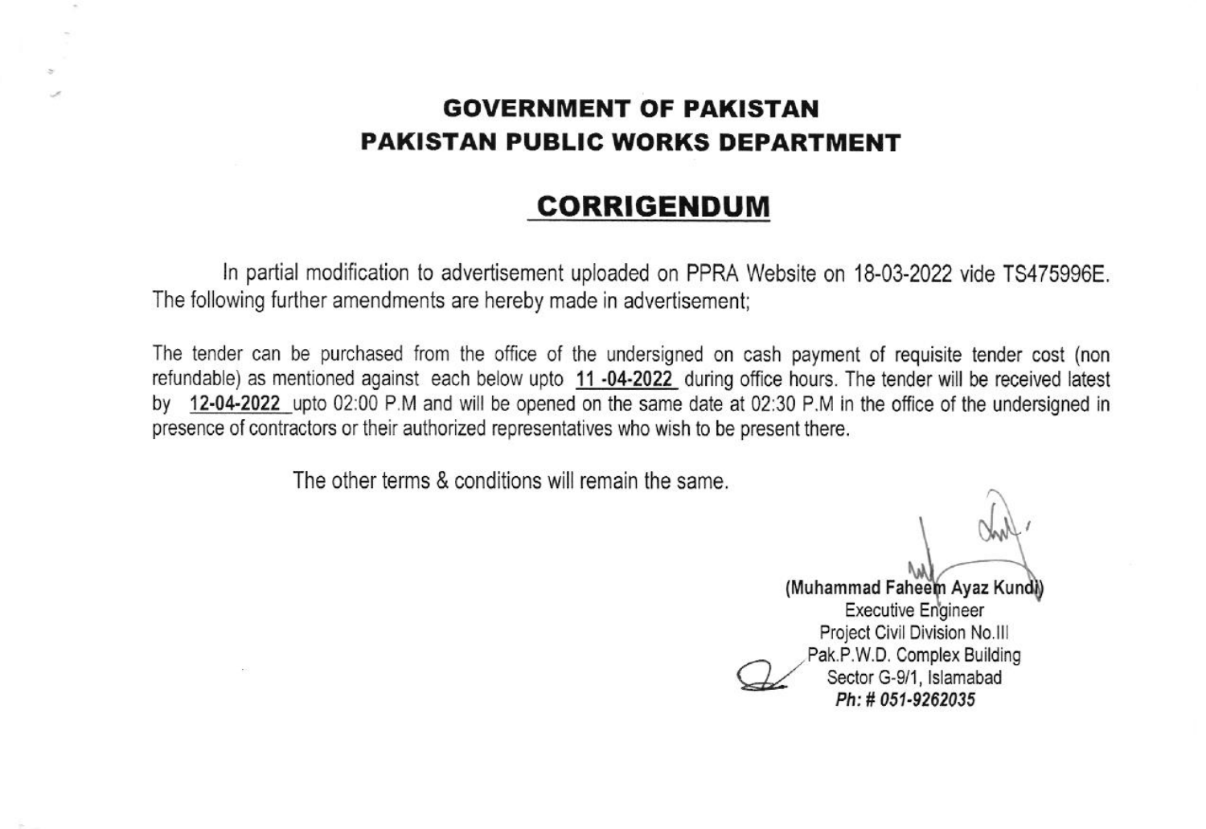# GOVERNMENT OF PAKISTAN
# PAKISTAN PUBLIC WORKS DEPARTMENT

## CORRIGENDUM

In partial modification to advertisement uploaded on PPRA Website on 18-03-2022 vide TS475996E. The following further amendments are hereby made in advertisement;

The tender can be purchased from the office of the undersigned on cash payment of requisite tender cost (non refundable) as mentioned against each below upto **11 -04-2022** during office hours. The tender will be received latest by **12-04-2022** upto 02:00 P.M and will be opened on the same date at 02:30 P.M in the office of the undersigned in presence of contractors or their authorized representatives who wish to be present there.

The other terms & conditions will remain the same.

**(Muhammad Faheem Ayaz Kundi)**
Executive Engineer
Project Civil Division No.III
Pak.P.W.D. Complex Building
Sector G-9/1, Islamabad
***Ph: # 051-9262035***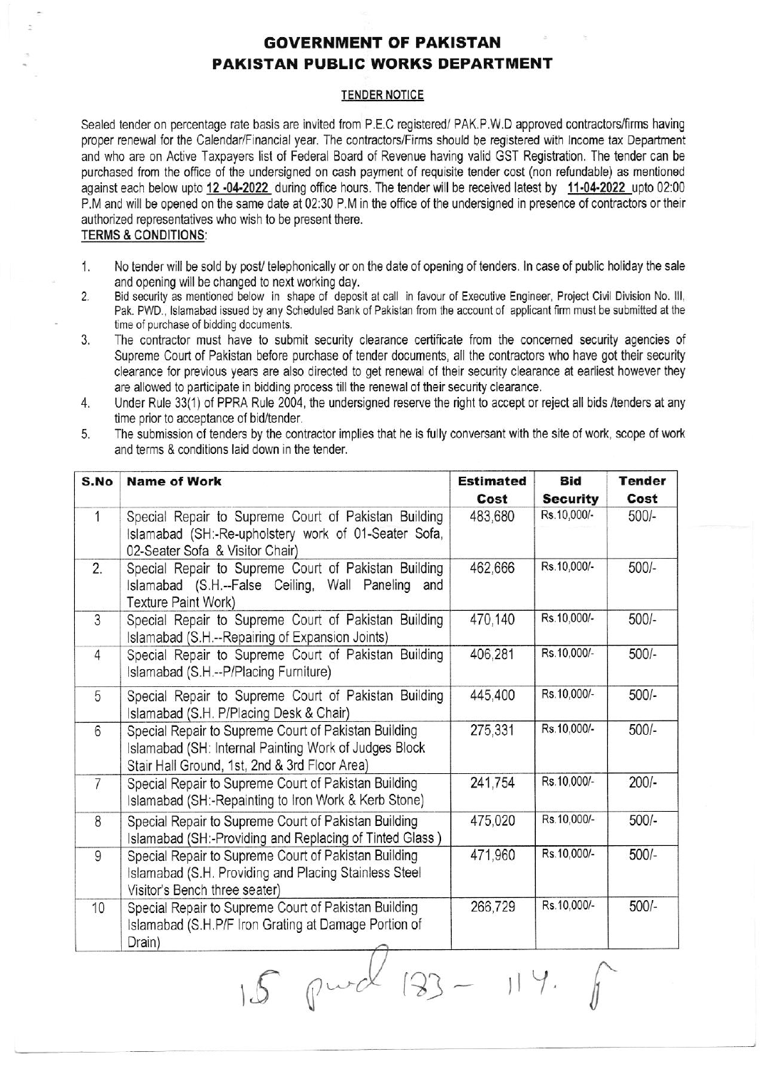# GOVERNMENT OF PAKISTAN
## PAKISTAN PUBLIC WORKS DEPARTMENT

### TENDER NOTICE

Sealed tender on percentage rate basis are invited from P.E.C registered/ PAK.P.W.D approved contractors/firms having proper renewal for the Calendar/Financial year. The contractors/Firms should be registered with Income tax Department and who are on Active Taxpayers list of Federal Board of Revenue having valid GST Registration. The tender can be purchased from the office of the undersigned on cash payment of requisite tender cost (non refundable) as mentioned against each below upto **12 -04-2022** during office hours. The tender will be received latest by **11-04-2022** upto 02:00 P.M and will be opened on the same date at 02:30 P.M in the office of the undersigned in presence of contractors or their authorized representatives who wish to be present there.

**TERMS & CONDITIONS:**

1. No tender will be sold by post/ telephonically or on the date of opening of tenders. In case of public holiday the sale and opening will be changed to next working day.
2. Bid security as mentioned below in shape of deposit at call in favour of Executive Engineer, Project Civil Division No. III, Pak. PWD., Islamabad issued by any Scheduled Bank of Pakistan from the account of applicant firm must be submitted at the time of purchase of bidding documents.
3. The contractor must have to submit security clearance certificate from the concerned security agencies of Supreme Court of Pakistan before purchase of tender documents, all the contractors who have got their security clearance for previous years are also directed to get renewal of their security clearance at earliest however they are allowed to participate in bidding process till the renewal of their security clearance.
4. Under Rule 33(1) of PPRA Rule 2004, the undersigned reserve the right to accept or reject all bids /tenders at any time prior to acceptance of bid/tender.
5. The submission of tenders by the contractor implies that he is fully conversant with the site of work, scope of work and terms & conditions laid down in the tender.

| S.No | Name of Work | Estimated Cost | Bid Security | Tender Cost |
|---|---|---|---|---|
| 1 | Special Repair to Supreme Court of Pakistan Building Islamabad (SH:-Re-upholstery work of 01-Seater Sofa, 02-Seater Sofa & Visitor Chair) | 483,680 | Rs.10,000/- | 500/- |
| 2. | Special Repair to Supreme Court of Pakistan Building Islamabad (S.H.--False Ceiling, Wall Paneling and Texture Paint Work) | 462,666 | Rs.10,000/- | 500/- |
| 3 | Special Repair to Supreme Court of Pakistan Building Islamabad (S.H.--Repairing of Expansion Joints) | 470,140 | Rs.10,000/- | 500/- |
| 4 | Special Repair to Supreme Court of Pakistan Building Islamabad (S.H.--P/Placing Furniture) | 406,281 | Rs.10,000/- | 500/- |
| 5 | Special Repair to Supreme Court of Pakistan Building Islamabad (S.H. P/Placing Desk & Chair) | 445,400 | Rs.10,000/- | 500/- |
| 6 | Special Repair to Supreme Court of Pakistan Building Islamabad (SH: Internal Painting Work of Judges Block Stair Hall Ground, 1st, 2nd & 3rd Floor Area) | 275,331 | Rs.10,000/- | 500/- |
| 7 | Special Repair to Supreme Court of Pakistan Building Islamabad (SH:-Repainting to Iron Work & Kerb Stone) | 241,754 | Rs.10,000/- | 200/- |
| 8 | Special Repair to Supreme Court of Pakistan Building Islamabad (SH:-Providing and Replacing of Tinted Glass ) | 475,020 | Rs.10,000/- | 500/- |
| 9 | Special Repair to Supreme Court of Pakistan Building Islamabad (S.H. Providing and Placing Stainless Steel Visitor's Bench three seater) | 471,960 | Rs.10,000/- | 500/- |
| 10 | Special Repair to Supreme Court of Pakistan Building Islamabad (S.H.P/F Iron Grating at Damage Portion of Drain) | 266,729 | Rs.10,000/- | 500/- |

15 pwd 133 - 114.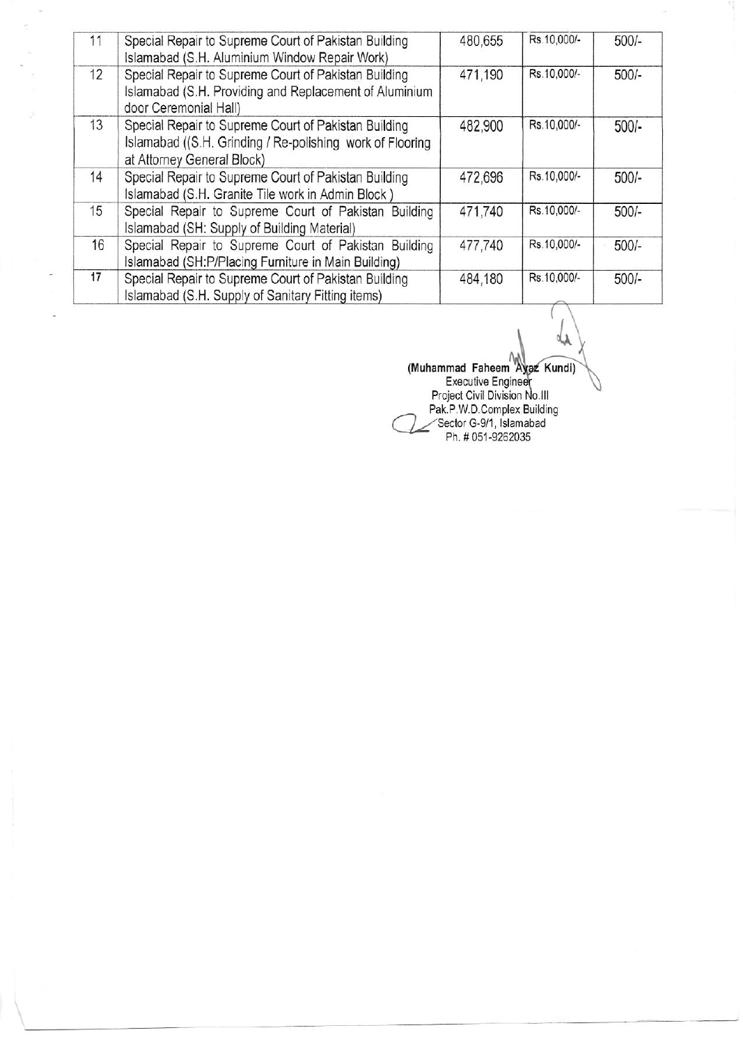| | | | | |
|---|---|---|---|---|
| 11 | Special Repair to Supreme Court of Pakistan Building Islamabad (S.H. Aluminium Window Repair Work) | 480,655 | Rs.10,000/- | 500/- |
| 12 | Special Repair to Supreme Court of Pakistan Building Islamabad (S.H. Providing and Replacement of Aluminium door Ceremonial Hall) | 471,190 | Rs.10,000/- | 500/- |
| 13 | Special Repair to Supreme Court of Pakistan Building Islamabad ((S.H. Grinding / Re-polishing work of Flooring at Attorney General Block) | 482,900 | Rs.10,000/- | 500/- |
| 14 | Special Repair to Supreme Court of Pakistan Building Islamabad (S.H. Granite Tile work in Admin Block ) | 472,696 | Rs.10,000/- | 500/- |
| 15 | Special Repair to Supreme Court of Pakistan Building Islamabad (SH: Supply of Building Material) | 471,740 | Rs.10,000/- | 500/- |
| 16 | Special Repair to Supreme Court of Pakistan Building Islamabad (SH:P/Placing Furniture in Main Building) | 477,740 | Rs.10,000/- | 500/- |
| 17 | Special Repair to Supreme Court of Pakistan Building Islamabad (S.H. Supply of Sanitary Fitting items) | 484,180 | Rs.10,000/- | 500/- |

**(Muhammad Faheem Ayaz Kundi)**
Executive Engineer
Project Civil Division No.III
Pak.P.W.D.Complex Building
Sector G-9/1, Islamabad
Ph. # 051-9262035